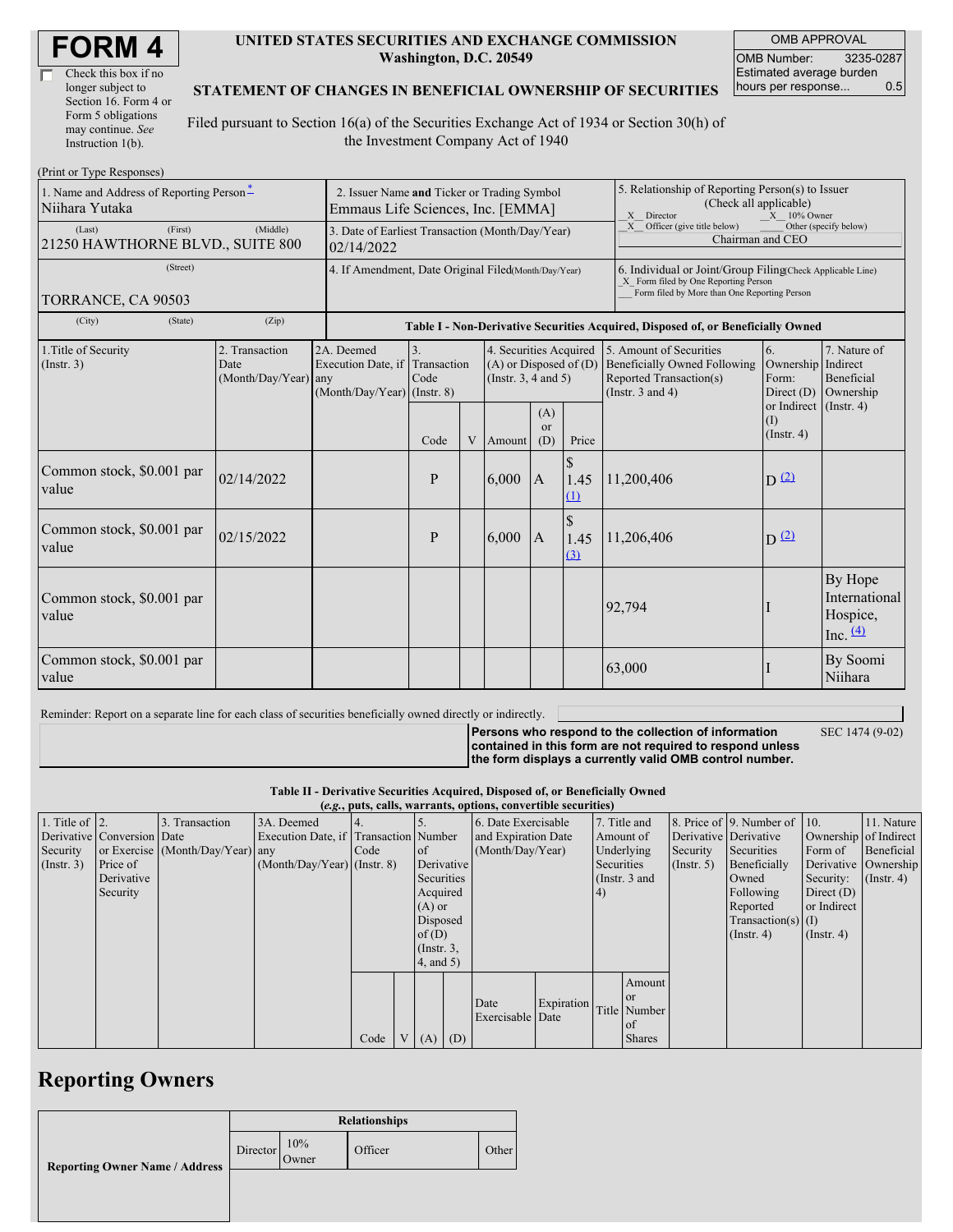# FORM 4

☐ Check this box if no longer subject to Section 16. Form 4 or Form 5 obligations may continue. *See* Instruction 1(b).

**UNITED STATES SECURITIES AND EXCHANGE COMMISSION**
**Washington, D.C. 20549**

**STATEMENT OF CHANGES IN BENEFICIAL OWNERSHIP OF SECURITIES**

Filed pursuant to Section 16(a) of the Securities Exchange Act of 1934 or Section 30(h) of the Investment Company Act of 1940

| OMB APPROVAL | |
|---|---|
| OMB Number: | 3235-0287 |
| Estimated average burden hours per response... | 0.5 |

(Print or Type Responses)

| | | |
|---|---|---|
| 1. Name and Address of Reporting Person *<br>Niihara Yutaka<br>(Last) (First) (Middle)<br>21250 HAWTHORNE BLVD., SUITE 800<br>(Street)<br>TORRANCE, CA 90503<br>(City) (State) (Zip) | 2. Issuer Name **and** Ticker or Trading Symbol<br>Emmaus Life Sciences, Inc. [EMMA]<br>3. Date of Earliest Transaction (Month/Day/Year)<br>02/14/2022<br>4. If Amendment, Date Original Filed(Month/Day/Year) | 5. Relationship of Reporting Person(s) to Issuer (Check all applicable)<br>_X_ Director _X_ 10% Owner<br>_X_ Officer (give title below) ___ Other (specify below)<br>Chairman and CEO<br>6. Individual or Joint/Group Filing(Check Applicable Line)<br>_X_ Form filed by One Reporting Person<br>___ Form filed by More than One Reporting Person |

**Table I - Non-Derivative Securities Acquired, Disposed of, or Beneficially Owned**

| 1.Title of Security (Instr. 3) | 2. Transaction Date (Month/Day/Year) | 2A. Deemed Execution Date, if any (Month/Day/Year) | 3. Transaction Code (Instr. 8) Code | V | 4. Securities Acquired (A) or Disposed of (D) (Instr. 3, 4 and 5) Amount | (A) or (D) | Price | 5. Amount of Securities Beneficially Owned Following Reported Transaction(s) (Instr. 3 and 4) | 6. Ownership Form: Direct (D) or Indirect (I) (Instr. 4) | 7. Nature of Indirect Beneficial Ownership (Instr. 4) |
|---|---|---|---|---|---|---|---|---|---|---|
| Common stock, $0.001 par value | 02/14/2022 | | P | | 6,000 | A | $ 1.45 (1) | 11,200,406 | D (2) | |
| Common stock, $0.001 par value | 02/15/2022 | | P | | 6,000 | A | $ 1.45 (3) | 11,206,406 | D (2) | |
| Common stock, $0.001 par value | | | | | | | | 92,794 | I | By Hope International Hospice, Inc. (4) |
| Common stock, $0.001 par value | | | | | | | | 63,000 | I | By Soomi Niihara |

Reminder: Report on a separate line for each class of securities beneficially owned directly or indirectly.

**Persons who respond to the collection of information contained in this form are not required to respond unless the form displays a currently valid OMB control number.** SEC 1474 (9-02)

**Table II - Derivative Securities Acquired, Disposed of, or Beneficially Owned**
***(e.g., puts, calls, warrants, options, convertible securities)***

| 1. Title of Derivative Security (Instr. 3) | 2. Conversion or Exercise Price of Derivative Security | 3. Transaction Date (Month/Day/Year) | 3A. Deemed Execution Date, if any (Month/Day/Year) | 4. Transaction Code (Instr. 8) Code | V | 5. Number of Derivative Securities Acquired (A) or Disposed of (D) (Instr. 3, 4, and 5) (A) | (D) | 6. Date Exercisable and Expiration Date (Month/Day/Year) Date Exercisable | Expiration Date | 7. Title and Amount of Underlying Securities (Instr. 3 and 4) Title | Amount or Number of Shares | 8. Price of Derivative Security (Instr. 5) | 9. Number of Derivative Securities Beneficially Owned Following Reported Transaction(s) (Instr. 4) | 10. Ownership Form of Derivative Security: Direct (D) or Indirect (I) (Instr. 4) | 11. Nature of Indirect Beneficial Ownership (Instr. 4) |
|---|---|---|---|---|---|---|---|---|---|---|---|---|---|---|---|

## Reporting Owners

| Reporting Owner Name / Address | Relationships | | | |
|---|---|---|---|---|
| | Director | 10% Owner | Officer | Other |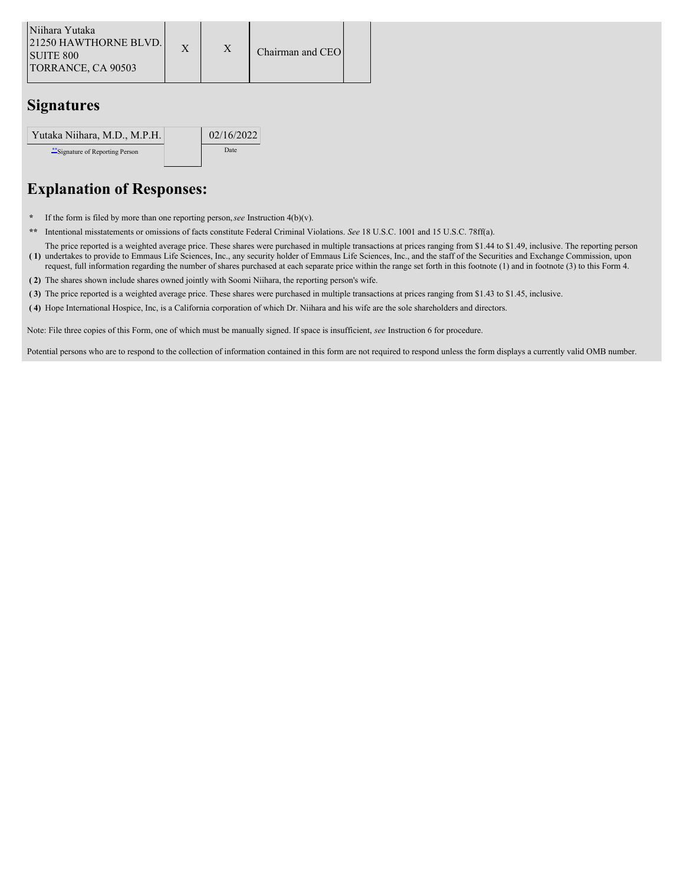| | | | | |
|---|---|---|---|---|
| Niihara Yutaka<br>21250 HAWTHORNE BLVD.<br>SUITE 800<br>TORRANCE, CA 90503 | X | X | Chairman and CEO | |

## Signatures

| | | |
|---|---|---|
| Yutaka Niihara, M.D., M.P.H. | | 02/16/2022 |
| **Signature of Reporting Person | | Date |

## Explanation of Responses:

\* If the form is filed by more than one reporting person, *see* Instruction 4(b)(v).

\*\* Intentional misstatements or omissions of facts constitute Federal Criminal Violations. *See* 18 U.S.C. 1001 and 15 U.S.C. 78ff(a).

( 1) The price reported is a weighted average price. These shares were purchased in multiple transactions at prices ranging from $1.44 to $1.49, inclusive. The reporting person undertakes to provide to Emmaus Life Sciences, Inc., any security holder of Emmaus Life Sciences, Inc., and the staff of the Securities and Exchange Commission, upon request, full information regarding the number of shares purchased at each separate price within the range set forth in this footnote (1) and in footnote (3) to this Form 4.

( 2) The shares shown include shares owned jointly with Soomi Niihara, the reporting person's wife.

( 3) The price reported is a weighted average price. These shares were purchased in multiple transactions at prices ranging from $1.43 to $1.45, inclusive.

( 4) Hope International Hospice, Inc, is a California corporation of which Dr. Niihara and his wife are the sole shareholders and directors.

Note: File three copies of this Form, one of which must be manually signed. If space is insufficient, *see* Instruction 6 for procedure.

Potential persons who are to respond to the collection of information contained in this form are not required to respond unless the form displays a currently valid OMB number.